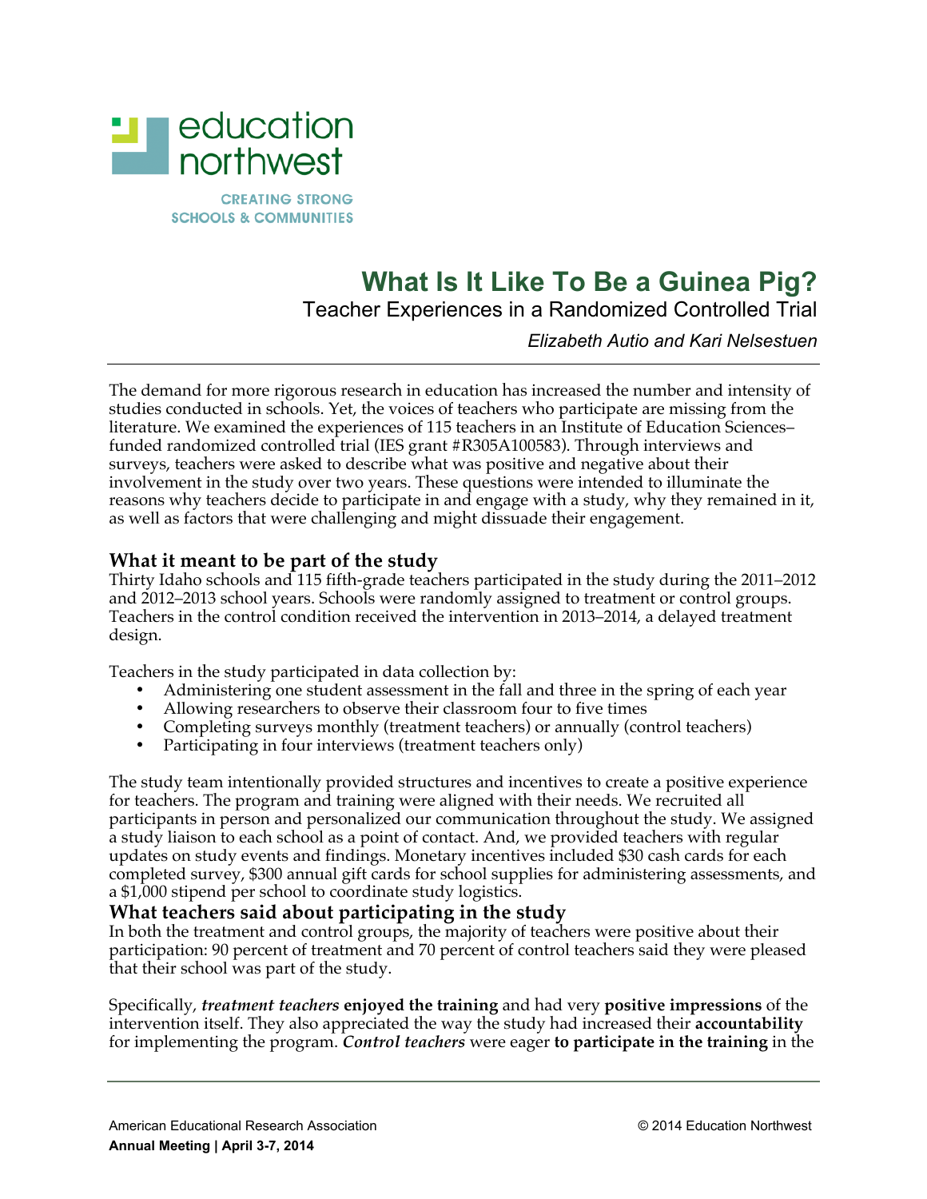education northwest

CREATING STRONG SCHOOLS & COMMUNITIES

# What Is It Like To Be a Guinea Pig?

## Teacher Experiences in a Randomized Controlled Trial

*Elizabeth Autio and Kari Nelsestuen*

The demand for more rigorous research in education has increased the number and intensity of studies conducted in schools. Yet, the voices of teachers who participate are missing from the literature. We examined the experiences of 115 teachers in an Institute of Education Sciences–funded randomized controlled trial (IES grant #R305A100583). Through interviews and surveys, teachers were asked to describe what was positive and negative about their involvement in the study over two years. These questions were intended to illuminate the reasons why teachers decide to participate in and engage with a study, why they remained in it, as well as factors that were challenging and might dissuade their engagement.

### What it meant to be part of the study

Thirty Idaho schools and 115 fifth-grade teachers participated in the study during the 2011–2012 and 2012–2013 school years. Schools were randomly assigned to treatment or control groups. Teachers in the control condition received the intervention in 2013–2014, a delayed treatment design.

Teachers in the study participated in data collection by:

- Administering one student assessment in the fall and three in the spring of each year
- Allowing researchers to observe their classroom four to five times
- Completing surveys monthly (treatment teachers) or annually (control teachers)
- Participating in four interviews (treatment teachers only)

The study team intentionally provided structures and incentives to create a positive experience for teachers. The program and training were aligned with their needs. We recruited all participants in person and personalized our communication throughout the study. We assigned a study liaison to each school as a point of contact. And, we provided teachers with regular updates on study events and findings. Monetary incentives included $30 cash cards for each completed survey, $300 annual gift cards for school supplies for administering assessments, and a $1,000 stipend per school to coordinate study logistics.

### What teachers said about participating in the study

In both the treatment and control groups, the majority of teachers were positive about their participation: 90 percent of treatment and 70 percent of control teachers said they were pleased that their school was part of the study.

Specifically, ***treatment teachers*** **enjoyed the training** and had very **positive impressions** of the intervention itself. They also appreciated the way the study had increased their **accountability** for implementing the program. ***Control teachers*** were eager **to participate in the training** in the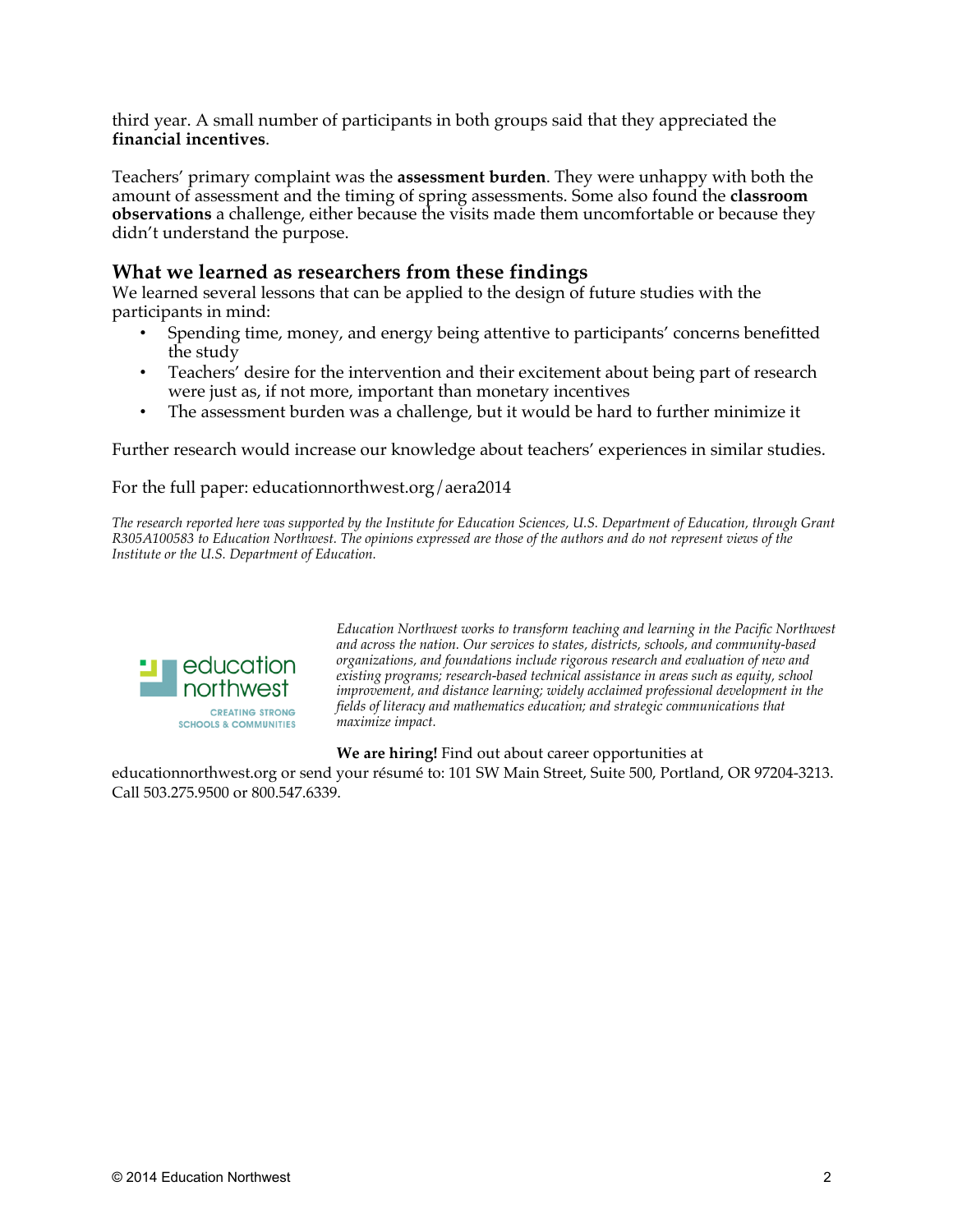third year. A small number of participants in both groups said that they appreciated the **financial incentives**.

Teachers' primary complaint was the **assessment burden**. They were unhappy with both the amount of assessment and the timing of spring assessments. Some also found the **classroom observations** a challenge, either because the visits made them uncomfortable or because they didn't understand the purpose.

## What we learned as researchers from these findings

We learned several lessons that can be applied to the design of future studies with the participants in mind:

- Spending time, money, and energy being attentive to participants' concerns benefitted the study
- Teachers' desire for the intervention and their excitement about being part of research were just as, if not more, important than monetary incentives
- The assessment burden was a challenge, but it would be hard to further minimize it

Further research would increase our knowledge about teachers' experiences in similar studies.

For the full paper: educationnorthwest.org/aera2014

*The research reported here was supported by the Institute for Education Sciences, U.S. Department of Education, through Grant R305A100583 to Education Northwest. The opinions expressed are those of the authors and do not represent views of the Institute or the U.S. Department of Education.*

education northwest

CREATING STRONG SCHOOLS & COMMUNITIES

*Education Northwest works to transform teaching and learning in the Pacific Northwest and across the nation. Our services to states, districts, schools, and community-based organizations, and foundations include rigorous research and evaluation of new and existing programs; research-based technical assistance in areas such as equity, school improvement, and distance learning; widely acclaimed professional development in the fields of literacy and mathematics education; and strategic communications that maximize impact.*

**We are hiring!** Find out about career opportunities at educationnorthwest.org or send your résumé to: 101 SW Main Street, Suite 500, Portland, OR 97204-3213. Call 503.275.9500 or 800.547.6339.

© 2014 Education Northwest